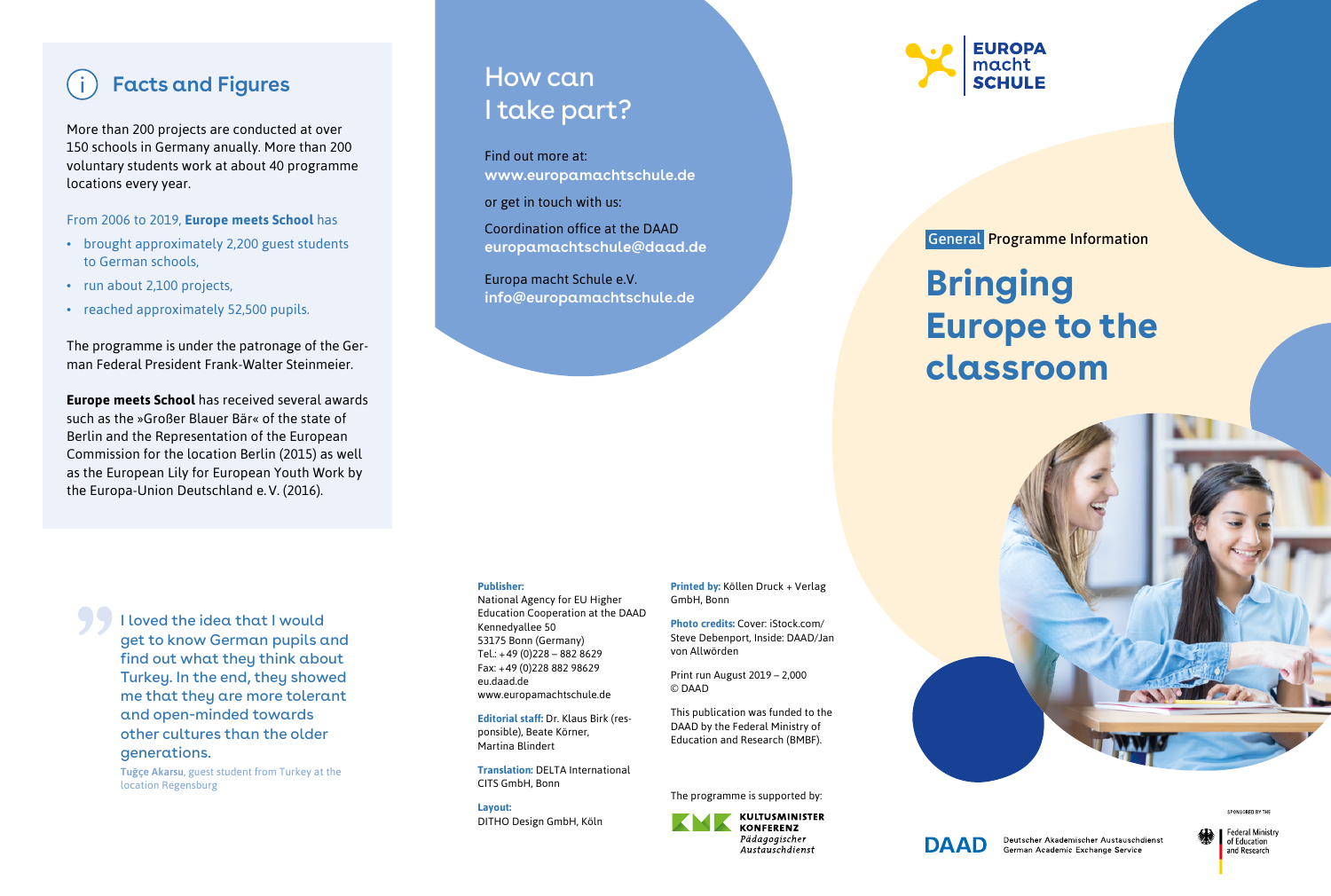## Facts and Figures

More than 200 projects are conducted at over 150 schools in Germany anually. More than 200 voluntary students work at about 40 programme locations every year.

From 2006 to 2019, **Europe meets School** has

- brought approximately 2,200 guest students to German schools,
- run about 2,100 projects,
- reached approximately 52,500 pupils.

The programme is under the patronage of the German Federal President Frank-Walter Steinmeier.

**Europe meets School** has received several awards such as the »Großer Blauer Bär« of the state of Berlin and the Representation of the European Commission for the location Berlin (2015) as well as the European Lily for European Youth Work by the Europa-Union Deutschland e. V. (2016).

> I loved the idea that I would get to know German pupils and find out what they think about Turkey. In the end, they showed me that they are more tolerant and open-minded towards other cultures than the older generations.
>
> **Tuğçe Akarsu**, guest student from Turkey at the location Regensburg

## How can I take part?

Find out more at:
**www.europamachtschule.de**

or get in touch with us:

Coordination office at the DAAD
**europamachtschule@daad.de**

Europa macht Schule e.V.
**info@europamachtschule.de**

**Publisher:**
National Agency for EU Higher Education Cooperation at the DAAD
Kennedyallee 50
53175 Bonn (Germany)
Tel.: +49 (0)228 – 882 8629
Fax: +49 (0)228 882 98629
eu.daad.de
www.europamachtschule.de

**Editorial staff:** Dr. Klaus Birk (responsible), Beate Körner, Martina Blindert

**Translation:** DELTA International CITS GmbH, Bonn

**Layout:**
DITHO Design GmbH, Köln

**Printed by:** Köllen Druck + Verlag GmbH, Bonn

**Photo credits:** Cover: iStock.com/Steve Debenport, Inside: DAAD/Jan von Allwörden

Print run August 2019 – 2,000
© DAAD

This publication was funded to the DAAD by the Federal Ministry of Education and Research (BMBF).

The programme is supported by:

KULTUSMINISTER KONFERENZ
*Pädagogischer Austauschdienst*

EUROPA macht SCHULE

General Programme Information

# Bringing Europe to the classroom

DAAD Deutscher Akademischer Austauschdienst
German Academic Exchange Service

SPONSORED BY THE
Federal Ministry of Education and Research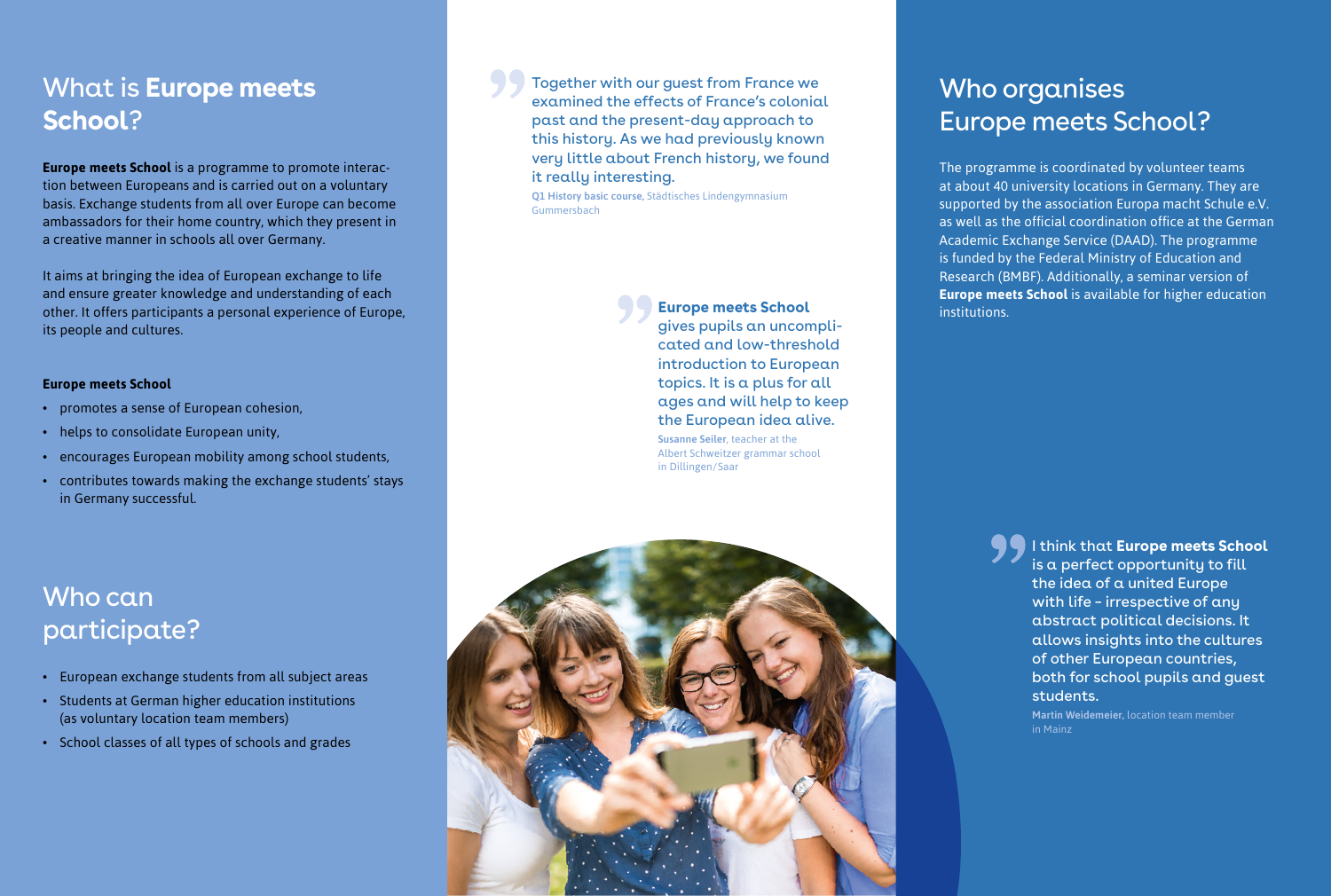# What is **Europe meets School**?

**Europe meets School** is a programme to promote interaction between Europeans and is carried out on a voluntary basis. Exchange students from all over Europe can become ambassadors for their home country, which they present in a creative manner in schools all over Germany.

It aims at bringing the idea of European exchange to life and ensure greater knowledge and understanding of each other. It offers participants a personal experience of Europe, its people and cultures.

**Europe meets School**

- promotes a sense of European cohesion,
- helps to consolidate European unity,
- encourages European mobility among school students,
- contributes towards making the exchange students' stays in Germany successful.

# Who can participate?

- European exchange students from all subject areas
- Students at German higher education institutions (as voluntary location team members)
- School classes of all types of schools and grades

> Together with our guest from France we examined the effects of France's colonial past and the present-day approach to this history. As we had previously known very little about French history, we found it really interesting.
>
> **Q1 History basic course,** Städtisches Lindengymnasium Gummersbach

> **Europe meets School** gives pupils an uncomplicated and low-threshold introduction to European topics. It is a plus for all ages and will help to keep the European idea alive.
>
> **Susanne Seiler**, teacher at the Albert Schweitzer grammar school in Dillingen/Saar

# Who organises Europe meets School?

The programme is coordinated by volunteer teams at about 40 university locations in Germany. They are supported by the association Europa macht Schule e.V. as well as the official coordination office at the German Academic Exchange Service (DAAD). The programme is funded by the Federal Ministry of Education and Research (BMBF). Additionally, a seminar version of **Europe meets School** is available for higher education institutions.

> I think that **Europe meets School** is a perfect opportunity to fill the idea of a united Europe with life – irrespective of any abstract political decisions. It allows insights into the cultures of other European countries, both for school pupils and guest students.
>
> **Martin Weidemeier**, location team member in Mainz